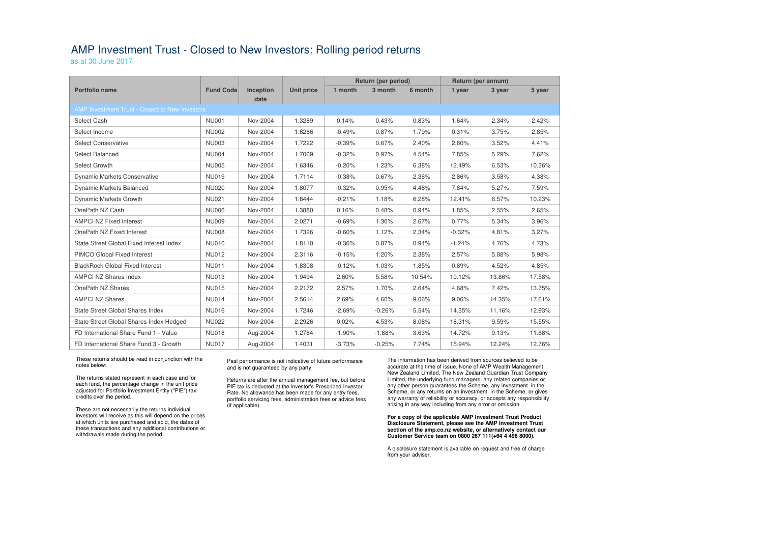# AMP Investment Trust - Closed to New Investors: Rolling period returns

as at 30 June 2017

| Portfolio name | Fund Code | Inception date | Unit price | Return (per period) | | | Return (per annum) | | |
|---|---|---|---|---|---|---|---|---|---|
| | | | | 1 month | 3 month | 6 month | 1 year | 3 year | 5 year |
| AMP Investment Trust - Closed to New Investors | | | | | | | | | |
| Select Cash | NU001 | Nov-2004 | 1.3289 | 0.14% | 0.43% | 0.83% | 1.64% | 2.34% | 2.42% |
| Select Income | NU002 | Nov-2004 | 1.6286 | -0.49% | 0.87% | 1.79% | 0.31% | 3.75% | 2.85% |
| Select Conservative | NU003 | Nov-2004 | 1.7222 | -0.39% | 0.67% | 2.40% | 2.80% | 3.52% | 4.41% |
| Select Balanced | NU004 | Nov-2004 | 1.7069 | -0.32% | 0.97% | 4.54% | 7.85% | 5.29% | 7.62% |
| Select Growth | NU005 | Nov-2004 | 1.6346 | -0.20% | 1.23% | 6.38% | 12.49% | 6.53% | 10.26% |
| Dynamic Markets Conservative | NU019 | Nov-2004 | 1.7114 | -0.38% | 0.67% | 2.36% | 2.86% | 3.58% | 4.38% |
| Dynamic Markets Balanced | NU020 | Nov-2004 | 1.8077 | -0.32% | 0.95% | 4.48% | 7.84% | 5.27% | 7.59% |
| Dynamic Markets Growth | NU021 | Nov-2004 | 1.8444 | -0.21% | 1.18% | 6.28% | 12.41% | 6.57% | 10.23% |
| OnePath NZ Cash | NU006 | Nov-2004 | 1.3880 | 0.16% | 0.48% | 0.94% | 1.85% | 2.55% | 2.65% |
| AMPCI NZ Fixed Interest | NU009 | Nov-2004 | 2.0271 | -0.69% | 1.30% | 2.67% | 0.77% | 5.34% | 3.96% |
| OnePath NZ Fixed Interest | NU008 | Nov-2004 | 1.7326 | -0.60% | 1.12% | 2.34% | -0.32% | 4.81% | 3.27% |
| State Street Global Fixed Interest Index | NU010 | Nov-2004 | 1.8110 | -0.36% | 0.87% | 0.94% | -1.24% | 4.76% | 4.73% |
| PIMCO Global Fixed Interest | NU012 | Nov-2004 | 2.3116 | -0.15% | 1.20% | 2.38% | 2.57% | 5.08% | 5.98% |
| BlackRock Global Fixed Interest | NU011 | Nov-2004 | 1.8308 | -0.12% | 1.03% | 1.85% | 0.89% | 4.52% | 4.85% |
| AMPCI NZ Shares Index | NU013 | Nov-2004 | 1.9494 | 2.60% | 5.58% | 10.54% | 10.12% | 13.86% | 17.58% |
| OnePath NZ Shares | NU015 | Nov-2004 | 2.2172 | 2.57% | 1.70% | 2.64% | 4.68% | 7.42% | 13.75% |
| AMPCI NZ Shares | NU014 | Nov-2004 | 2.5614 | 2.69% | 4.60% | 9.06% | 9.06% | 14.35% | 17.61% |
| State Street Global Shares Index | NU016 | Nov-2004 | 1.7246 | -2.69% | -0.26% | 5.54% | 14.35% | 11.16% | 12.93% |
| State Street Global Shares Index Hedged | NU022 | Nov-2004 | 2.2926 | 0.02% | 4.53% | 8.08% | 18.31% | 9.59% | 15.55% |
| FD International Share Fund 1 - Value | NU018 | Aug-2004 | 1.2784 | -1.90% | -1.88% | 3.63% | 14.72% | 9.13% | 11.68% |
| FD International Share Fund 3 - Growth | NU017 | Aug-2004 | 1.4031 | -3.73% | -0.25% | 7.74% | 15.94% | 12.24% | 12.76% |

These returns should be read in conjunction with the notes below:

The returns stated represent in each case and for each fund, the percentage change in the unit price adjusted for Portfolio Investment Entity ("PIE") tax credits over the period.

These are not necessarily the returns individual investors will receive as this will depend on the prices at which units are purchased and sold, the dates of these transactions and any additional contributions or withdrawals made during the period.

Past performance is not indicative of future performance and is not guaranteed by any party.

Returns are after the annual management fee, but before PIE tax is deducted at the investor's Prescribed Investor Rate. No allowance has been made for any entry fees, portfolio servicing fees, administration fees or advice fees (if applicable).

The information has been derived from sources believed to be accurate at the time of issue. None of AMP Wealth Management New Zealand Limited, The New Zealand Guardian Trust Company Limited, the underlying fund managers, any related companies or any other person guarantees the Scheme, any investment in the Scheme, or any returns on an investment in the Scheme, or gives any warranty of reliability or accuracy, or accepts any responsibility arising in any way including from any error or omission.

**For a copy of the applicable AMP Investment Trust Product Disclosure Statement, please see the AMP Investment Trust section of the amp.co.nz website, or alternatively contact our Customer Service team on 0800 267 111(+64 4 498 8000).**

A disclosure statement is available on request and free of charge from your adviser.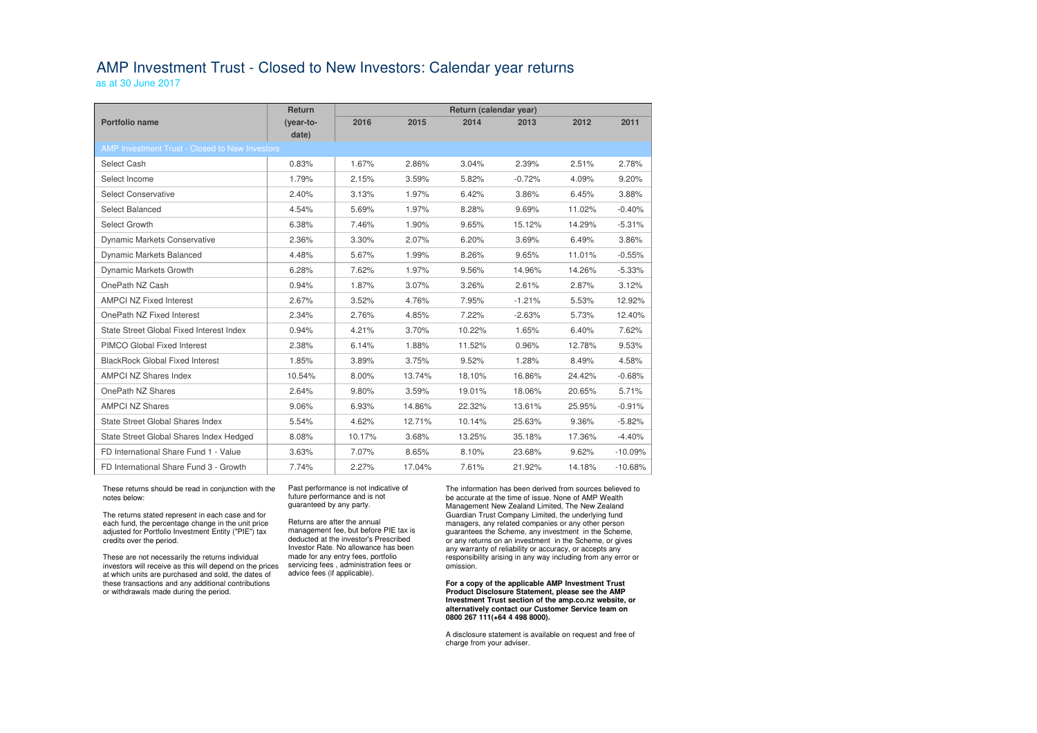# AMP Investment Trust - Closed to New Investors: Calendar year returns

as at 30 June 2017

| Portfolio name | Return (year-to-date) | Return (calendar year) | | | | | |
|---|---|---|---|---|---|---|---|
| | | 2016 | 2015 | 2014 | 2013 | 2012 | 2011 |
| **AMP Investment Trust - Closed to New Investors** | | | | | | | |
| Select Cash | 0.83% | 1.67% | 2.86% | 3.04% | 2.39% | 2.51% | 2.78% |
| Select Income | 1.79% | 2.15% | 3.59% | 5.82% | -0.72% | 4.09% | 9.20% |
| Select Conservative | 2.40% | 3.13% | 1.97% | 6.42% | 3.86% | 6.45% | 3.88% |
| Select Balanced | 4.54% | 5.69% | 1.97% | 8.28% | 9.69% | 11.02% | -0.40% |
| Select Growth | 6.38% | 7.46% | 1.90% | 9.65% | 15.12% | 14.29% | -5.31% |
| Dynamic Markets Conservative | 2.36% | 3.30% | 2.07% | 6.20% | 3.69% | 6.49% | 3.86% |
| Dynamic Markets Balanced | 4.48% | 5.67% | 1.99% | 8.26% | 9.65% | 11.01% | -0.55% |
| Dynamic Markets Growth | 6.28% | 7.62% | 1.97% | 9.56% | 14.96% | 14.26% | -5.33% |
| OnePath NZ Cash | 0.94% | 1.87% | 3.07% | 3.26% | 2.61% | 2.87% | 3.12% |
| AMPCI NZ Fixed Interest | 2.67% | 3.52% | 4.76% | 7.95% | -1.21% | 5.53% | 12.92% |
| OnePath NZ Fixed Interest | 2.34% | 2.76% | 4.85% | 7.22% | -2.63% | 5.73% | 12.40% |
| State Street Global Fixed Interest Index | 0.94% | 4.21% | 3.70% | 10.22% | 1.65% | 6.40% | 7.62% |
| PIMCO Global Fixed Interest | 2.38% | 6.14% | 1.88% | 11.52% | 0.96% | 12.78% | 9.53% |
| BlackRock Global Fixed Interest | 1.85% | 3.89% | 3.75% | 9.52% | 1.28% | 8.49% | 4.58% |
| AMPCI NZ Shares Index | 10.54% | 8.00% | 13.74% | 18.10% | 16.86% | 24.42% | -0.68% |
| OnePath NZ Shares | 2.64% | 9.80% | 3.59% | 19.01% | 18.06% | 20.65% | 5.71% |
| AMPCI NZ Shares | 9.06% | 6.93% | 14.86% | 22.32% | 13.61% | 25.95% | -0.91% |
| State Street Global Shares Index | 5.54% | 4.62% | 12.71% | 10.14% | 25.63% | 9.36% | -5.82% |
| State Street Global Shares Index Hedged | 8.08% | 10.17% | 3.68% | 13.25% | 35.18% | 17.36% | -4.40% |
| FD International Share Fund 1 - Value | 3.63% | 7.07% | 8.65% | 8.10% | 23.68% | 9.62% | -10.09% |
| FD International Share Fund 3 - Growth | 7.74% | 2.27% | 17.04% | 7.61% | 21.92% | 14.18% | -10.68% |

These returns should be read in conjunction with the notes below:

The returns stated represent in each case and for each fund, the percentage change in the unit price adjusted for Portfolio Investment Entity ("PIE") tax credits over the period.

These are not necessarily the returns individual investors will receive as this will depend on the prices at which units are purchased and sold, the dates of these transactions and any additional contributions or withdrawals made during the period.

Past performance is not indicative of future performance and is not guaranteed by any party.

Returns are after the annual management fee, but before PIE tax is deducted at the investor's Prescribed Investor Rate. No allowance has been made for any entry fees, portfolio servicing fees , administration fees or advice fees (if applicable).

The information has been derived from sources believed to be accurate at the time of issue. None of AMP Wealth Management New Zealand Limited, The New Zealand Guardian Trust Company Limited, the underlying fund managers, any related companies or any other person guarantees the Scheme, any investment in the Scheme, or any returns on an investment in the Scheme, or gives any warranty of reliability or accuracy, or accepts any responsibility arising in any way including from any error or omission.

**For a copy of the applicable AMP Investment Trust Product Disclosure Statement, please see the AMP Investment Trust section of the amp.co.nz website, or alternatively contact our Customer Service team on 0800 267 111(+64 4 498 8000).**

A disclosure statement is available on request and free of charge from your adviser.